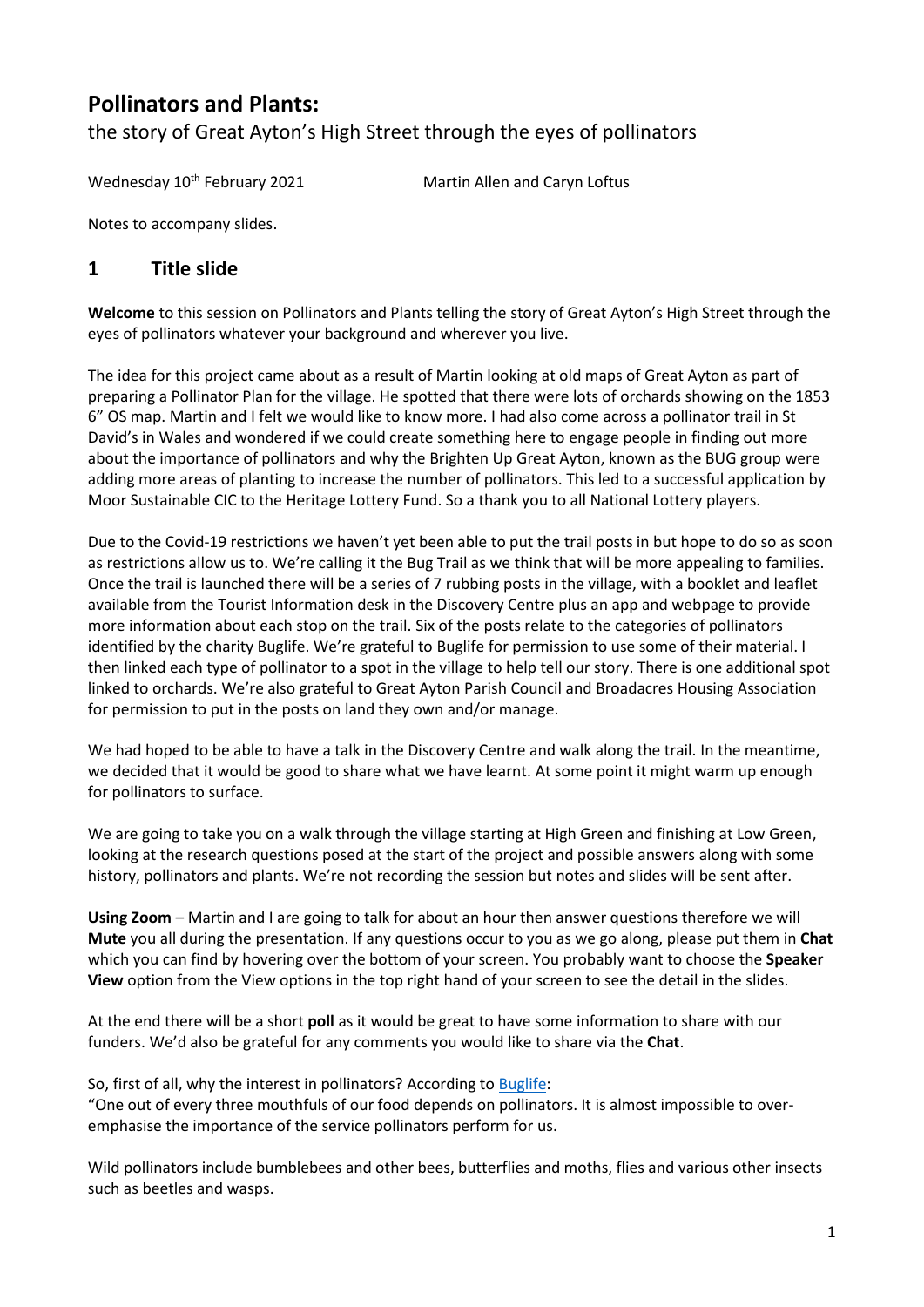# Pollinators and Plants:

the story of Great Ayton's High Street through the eyes of pollinators

Wednesday 10th February 2021 Martin Allen and Caryn Loftus

Notes to accompany slides.

## 1 Title slide

**Welcome** to this session on Pollinators and Plants telling the story of Great Ayton's High Street through the eyes of pollinators whatever your background and wherever you live.

The idea for this project came about as a result of Martin looking at old maps of Great Ayton as part of preparing a Pollinator Plan for the village. He spotted that there were lots of orchards showing on the 1853 6" OS map. Martin and I felt we would like to know more. I had also come across a pollinator trail in St David's in Wales and wondered if we could create something here to engage people in finding out more about the importance of pollinators and why the Brighten Up Great Ayton, known as the BUG group were adding more areas of planting to increase the number of pollinators. This led to a successful application by Moor Sustainable CIC to the Heritage Lottery Fund. So a thank you to all National Lottery players.

Due to the Covid-19 restrictions we haven't yet been able to put the trail posts in but hope to do so as soon as restrictions allow us to. We're calling it the Bug Trail as we think that will be more appealing to families. Once the trail is launched there will be a series of 7 rubbing posts in the village, with a booklet and leaflet available from the Tourist Information desk in the Discovery Centre plus an app and webpage to provide more information about each stop on the trail. Six of the posts relate to the categories of pollinators identified by the charity Buglife. We're grateful to Buglife for permission to use some of their material. I then linked each type of pollinator to a spot in the village to help tell our story. There is one additional spot linked to orchards. We're also grateful to Great Ayton Parish Council and Broadacres Housing Association for permission to put in the posts on land they own and/or manage.

We had hoped to be able to have a talk in the Discovery Centre and walk along the trail. In the meantime, we decided that it would be good to share what we have learnt. At some point it might warm up enough for pollinators to surface.

We are going to take you on a walk through the village starting at High Green and finishing at Low Green, looking at the research questions posed at the start of the project and possible answers along with some history, pollinators and plants. We're not recording the session but notes and slides will be sent after.

**Using Zoom** – Martin and I are going to talk for about an hour then answer questions therefore we will **Mute** you all during the presentation. If any questions occur to you as we go along, please put them in **Chat** which you can find by hovering over the bottom of your screen. You probably want to choose the **Speaker View** option from the View options in the top right hand of your screen to see the detail in the slides.

At the end there will be a short **poll** as it would be great to have some information to share with our funders. We'd also be grateful for any comments you would like to share via the **Chat**.

So, first of all, why the interest in pollinators? According to Buglife:

"One out of every three mouthfuls of our food depends on pollinators. It is almost impossible to over-emphasise the importance of the service pollinators perform for us.

Wild pollinators include bumblebees and other bees, butterflies and moths, flies and various other insects such as beetles and wasps.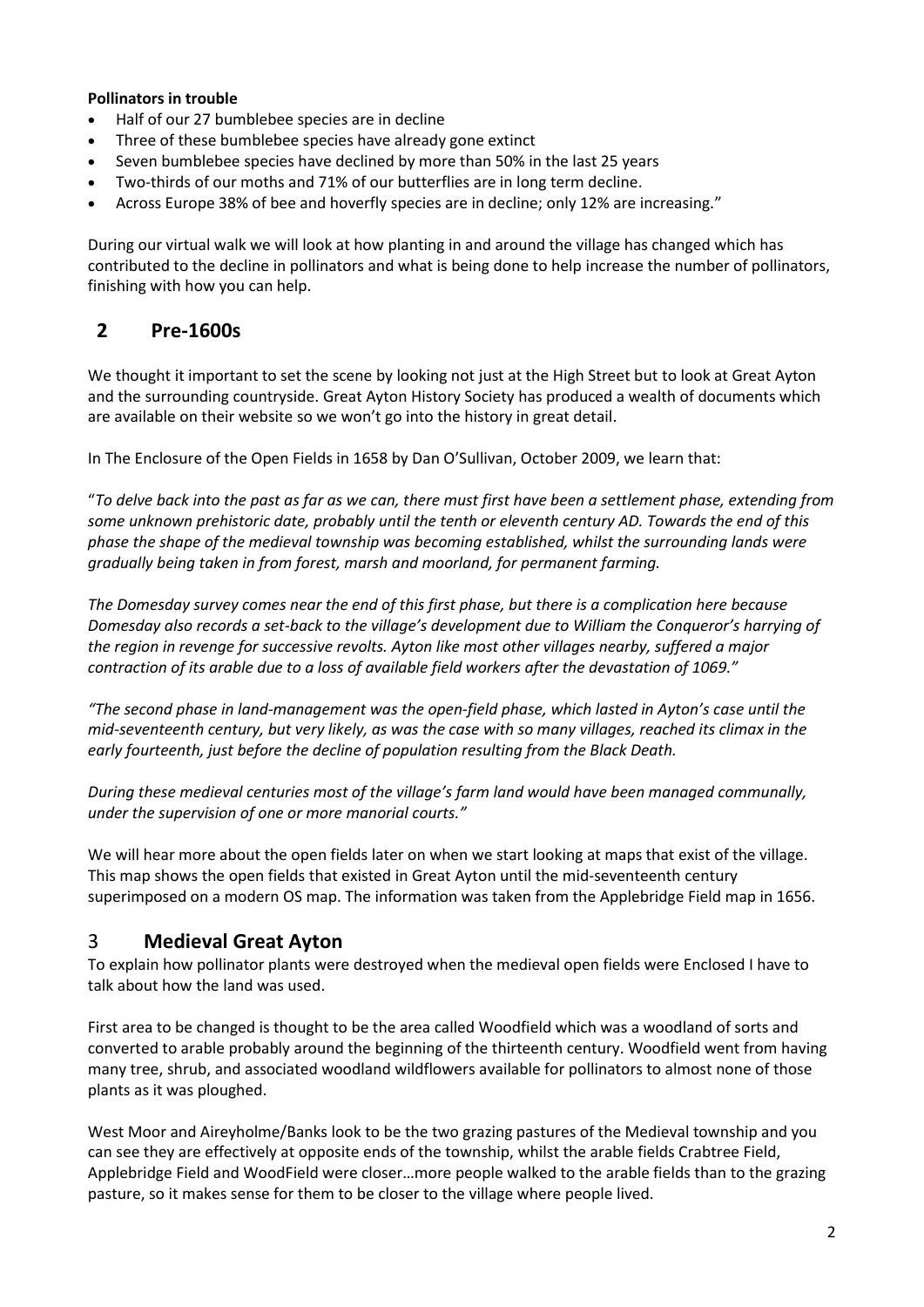**Pollinators in trouble**

- Half of our 27 bumblebee species are in decline
- Three of these bumblebee species have already gone extinct
- Seven bumblebee species have declined by more than 50% in the last 25 years
- Two-thirds of our moths and 71% of our butterflies are in long term decline.
- Across Europe 38% of bee and hoverfly species are in decline; only 12% are increasing."

During our virtual walk we will look at how planting in and around the village has changed which has contributed to the decline in pollinators and what is being done to help increase the number of pollinators, finishing with how you can help.

## 2 Pre-1600s

We thought it important to set the scene by looking not just at the High Street but to look at Great Ayton and the surrounding countryside. Great Ayton History Society has produced a wealth of documents which are available on their website so we won't go into the history in great detail.

In The Enclosure of the Open Fields in 1658 by Dan O'Sullivan, October 2009, we learn that:

"*To delve back into the past as far as we can, there must first have been a settlement phase, extending from some unknown prehistoric date, probably until the tenth or eleventh century AD. Towards the end of this phase the shape of the medieval township was becoming established, whilst the surrounding lands were gradually being taken in from forest, marsh and moorland, for permanent farming.*

*The Domesday survey comes near the end of this first phase, but there is a complication here because Domesday also records a set-back to the village's development due to William the Conqueror's harrying of the region in revenge for successive revolts. Ayton like most other villages nearby, suffered a major contraction of its arable due to a loss of available field workers after the devastation of 1069."*

*"The second phase in land-management was the open-field phase, which lasted in Ayton's case until the mid-seventeenth century, but very likely, as was the case with so many villages, reached its climax in the early fourteenth, just before the decline of population resulting from the Black Death.*

*During these medieval centuries most of the village's farm land would have been managed communally, under the supervision of one or more manorial courts."*

We will hear more about the open fields later on when we start looking at maps that exist of the village. This map shows the open fields that existed in Great Ayton until the mid-seventeenth century superimposed on a modern OS map. The information was taken from the Applebridge Field map in 1656.

## 3 Medieval Great Ayton

To explain how pollinator plants were destroyed when the medieval open fields were Enclosed I have to talk about how the land was used.

First area to be changed is thought to be the area called Woodfield which was a woodland of sorts and converted to arable probably around the beginning of the thirteenth century. Woodfield went from having many tree, shrub, and associated woodland wildflowers available for pollinators to almost none of those plants as it was ploughed.

West Moor and Aireyholme/Banks look to be the two grazing pastures of the Medieval township and you can see they are effectively at opposite ends of the township, whilst the arable fields Crabtree Field, Applebridge Field and WoodField were closer…more people walked to the arable fields than to the grazing pasture, so it makes sense for them to be closer to the village where people lived.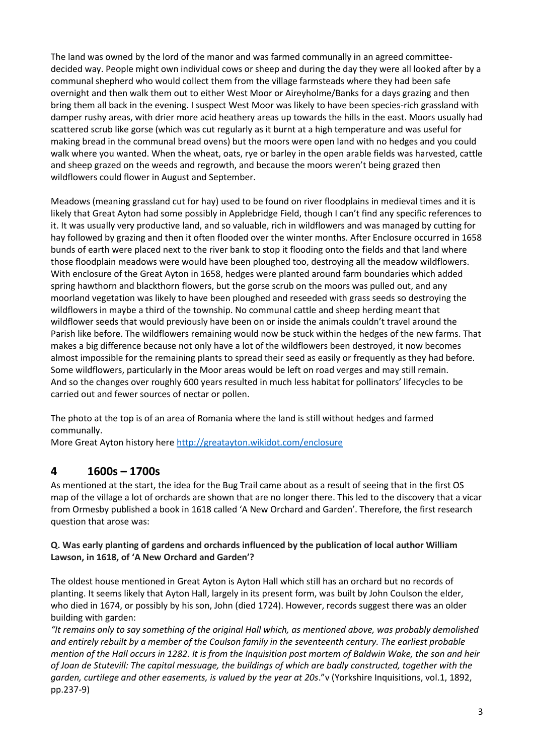The land was owned by the lord of the manor and was farmed communally in an agreed committee-decided way. People might own individual cows or sheep and during the day they were all looked after by a communal shepherd who would collect them from the village farmsteads where they had been safe overnight and then walk them out to either West Moor or Aireyholme/Banks for a days grazing and then bring them all back in the evening. I suspect West Moor was likely to have been species-rich grassland with damper rushy areas, with drier more acid heathery areas up towards the hills in the east. Moors usually had scattered scrub like gorse (which was cut regularly as it burnt at a high temperature and was useful for making bread in the communal bread ovens) but the moors were open land with no hedges and you could walk where you wanted. When the wheat, oats, rye or barley in the open arable fields was harvested, cattle and sheep grazed on the weeds and regrowth, and because the moors weren't being grazed then wildflowers could flower in August and September.

Meadows (meaning grassland cut for hay) used to be found on river floodplains in medieval times and it is likely that Great Ayton had some possibly in Applebridge Field, though I can't find any specific references to it. It was usually very productive land, and so valuable, rich in wildflowers and was managed by cutting for hay followed by grazing and then it often flooded over the winter months. After Enclosure occurred in 1658 bunds of earth were placed next to the river bank to stop it flooding onto the fields and that land where those floodplain meadows were would have been ploughed too, destroying all the meadow wildflowers. With enclosure of the Great Ayton in 1658, hedges were planted around farm boundaries which added spring hawthorn and blackthorn flowers, but the gorse scrub on the moors was pulled out, and any moorland vegetation was likely to have been ploughed and reseeded with grass seeds so destroying the wildflowers in maybe a third of the township. No communal cattle and sheep herding meant that wildflower seeds that would previously have been on or inside the animals couldn't travel around the Parish like before. The wildflowers remaining would now be stuck within the hedges of the new farms. That makes a big difference because not only have a lot of the wildflowers been destroyed, it now becomes almost impossible for the remaining plants to spread their seed as easily or frequently as they had before. Some wildflowers, particularly in the Moor areas would be left on road verges and may still remain. And so the changes over roughly 600 years resulted in much less habitat for pollinators' lifecycles to be carried out and fewer sources of nectar or pollen.

The photo at the top is of an area of Romania where the land is still without hedges and farmed communally.
More Great Ayton history here http://greatayton.wikidot.com/enclosure

## 4 1600s – 1700s

As mentioned at the start, the idea for the Bug Trail came about as a result of seeing that in the first OS map of the village a lot of orchards are shown that are no longer there. This led to the discovery that a vicar from Ormesby published a book in 1618 called 'A New Orchard and Garden'. Therefore, the first research question that arose was:

**Q. Was early planting of gardens and orchards influenced by the publication of local author William Lawson, in 1618, of 'A New Orchard and Garden'?**

The oldest house mentioned in Great Ayton is Ayton Hall which still has an orchard but no records of planting. It seems likely that Ayton Hall, largely in its present form, was built by John Coulson the elder, who died in 1674, or possibly by his son, John (died 1724). However, records suggest there was an older building with garden:

*"It remains only to say something of the original Hall which, as mentioned above, was probably demolished and entirely rebuilt by a member of the Coulson family in the seventeenth century. The earliest probable mention of the Hall occurs in 1282. It is from the Inquisition post mortem of Baldwin Wake, the son and heir of Joan de Stutevill: The capital messuage, the buildings of which are badly constructed, together with the garden, curtilege and other easements, is valued by the year at 20s*."v (Yorkshire Inquisitions, vol.1, 1892, pp.237-9)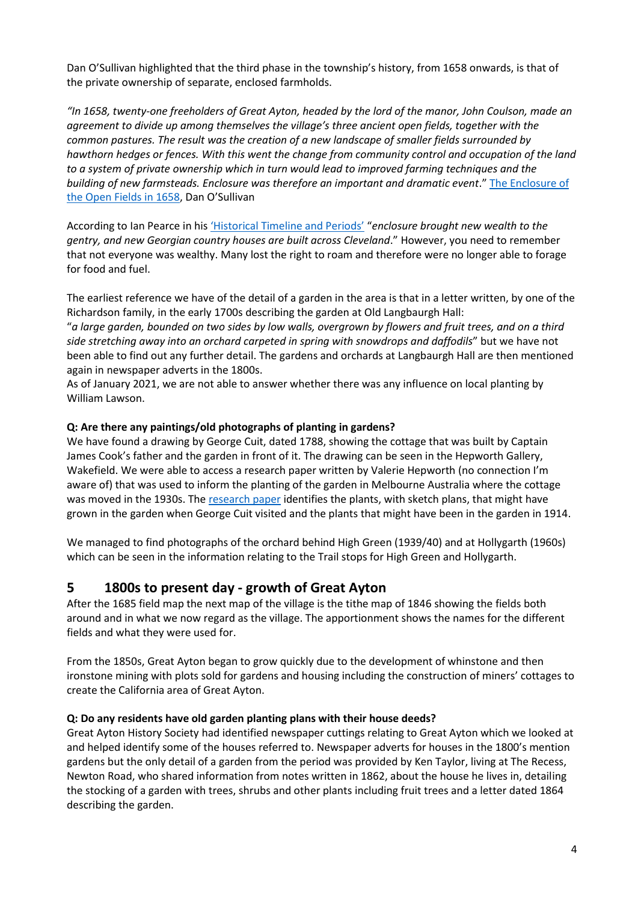Dan O'Sullivan highlighted that the third phase in the township's history, from 1658 onwards, is that of the private ownership of separate, enclosed farmholds.

*"In 1658, twenty-one freeholders of Great Ayton, headed by the lord of the manor, John Coulson, made an agreement to divide up among themselves the village's three ancient open fields, together with the common pastures. The result was the creation of a new landscape of smaller fields surrounded by hawthorn hedges or fences. With this went the change from community control and occupation of the land to a system of private ownership which in turn would lead to improved farming techniques and the building of new farmsteads. Enclosure was therefore an important and dramatic event*." The Enclosure of the Open Fields in 1658, Dan O'Sullivan

According to Ian Pearce in his 'Historical Timeline and Periods' "*enclosure brought new wealth to the gentry, and new Georgian country houses are built across Cleveland*." However, you need to remember that not everyone was wealthy. Many lost the right to roam and therefore were no longer able to forage for food and fuel.

The earliest reference we have of the detail of a garden in the area is that in a letter written, by one of the Richardson family, in the early 1700s describing the garden at Old Langbaurgh Hall:
"*a large garden, bounded on two sides by low walls, overgrown by flowers and fruit trees, and on a third side stretching away into an orchard carpeted in spring with snowdrops and daffodils*" but we have not been able to find out any further detail. The gardens and orchards at Langbaurgh Hall are then mentioned again in newspaper adverts in the 1800s.
As of January 2021, we are not able to answer whether there was any influence on local planting by William Lawson.

**Q: Are there any paintings/old photographs of planting in gardens?**

We have found a drawing by George Cuit, dated 1788, showing the cottage that was built by Captain James Cook's father and the garden in front of it. The drawing can be seen in the Hepworth Gallery, Wakefield. We were able to access a research paper written by Valerie Hepworth (no connection I'm aware of) that was used to inform the planting of the garden in Melbourne Australia where the cottage was moved in the 1930s. The research paper identifies the plants, with sketch plans, that might have grown in the garden when George Cuit visited and the plants that might have been in the garden in 1914.

We managed to find photographs of the orchard behind High Green (1939/40) and at Hollygarth (1960s) which can be seen in the information relating to the Trail stops for High Green and Hollygarth.

## 5 1800s to present day - growth of Great Ayton

After the 1685 field map the next map of the village is the tithe map of 1846 showing the fields both around and in what we now regard as the village. The apportionment shows the names for the different fields and what they were used for.

From the 1850s, Great Ayton began to grow quickly due to the development of whinstone and then ironstone mining with plots sold for gardens and housing including the construction of miners' cottages to create the California area of Great Ayton.

**Q: Do any residents have old garden planting plans with their house deeds?**

Great Ayton History Society had identified newspaper cuttings relating to Great Ayton which we looked at and helped identify some of the houses referred to. Newspaper adverts for houses in the 1800's mention gardens but the only detail of a garden from the period was provided by Ken Taylor, living at The Recess, Newton Road, who shared information from notes written in 1862, about the house he lives in, detailing the stocking of a garden with trees, shrubs and other plants including fruit trees and a letter dated 1864 describing the garden.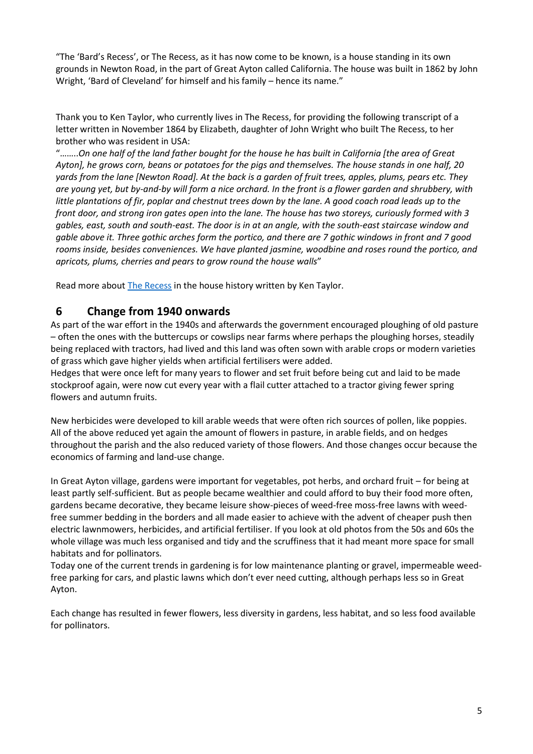"The 'Bard's Recess', or The Recess, as it has now come to be known, is a house standing in its own grounds in Newton Road, in the part of Great Ayton called California. The house was built in 1862 by John Wright, 'Bard of Cleveland' for himself and his family – hence its name."

Thank you to Ken Taylor, who currently lives in The Recess, for providing the following transcript of a letter written in November 1864 by Elizabeth, daughter of John Wright who built The Recess, to her brother who was resident in USA:

"*……..On one half of the land father bought for the house he has built in California [the area of Great Ayton], he grows corn, beans or potatoes for the pigs and themselves. The house stands in one half, 20 yards from the lane [Newton Road]. At the back is a garden of fruit trees, apples, plums, pears etc. They are young yet, but by-and-by will form a nice orchard. In the front is a flower garden and shrubbery, with little plantations of fir, poplar and chestnut trees down by the lane. A good coach road leads up to the front door, and strong iron gates open into the lane. The house has two storeys, curiously formed with 3 gables, east, south and south-east. The door is in at an angle, with the south-east staircase window and gable above it. Three gothic arches form the portico, and there are 7 gothic windows in front and 7 good rooms inside, besides conveniences. We have planted jasmine, woodbine and roses round the portico, and apricots, plums, cherries and pears to grow round the house walls*"

Read more about The Recess in the house history written by Ken Taylor.

## 6 Change from 1940 onwards

As part of the war effort in the 1940s and afterwards the government encouraged ploughing of old pasture – often the ones with the buttercups or cowslips near farms where perhaps the ploughing horses, steadily being replaced with tractors, had lived and this land was often sown with arable crops or modern varieties of grass which gave higher yields when artificial fertilisers were added.
Hedges that were once left for many years to flower and set fruit before being cut and laid to be made stockproof again, were now cut every year with a flail cutter attached to a tractor giving fewer spring flowers and autumn fruits.

New herbicides were developed to kill arable weeds that were often rich sources of pollen, like poppies. All of the above reduced yet again the amount of flowers in pasture, in arable fields, and on hedges throughout the parish and the also reduced variety of those flowers. And those changes occur because the economics of farming and land-use change.

In Great Ayton village, gardens were important for vegetables, pot herbs, and orchard fruit – for being at least partly self-sufficient. But as people became wealthier and could afford to buy their food more often, gardens became decorative, they became leisure show-pieces of weed-free moss-free lawns with weed-free summer bedding in the borders and all made easier to achieve with the advent of cheaper push then electric lawnmowers, herbicides, and artificial fertiliser. If you look at old photos from the 50s and 60s the whole village was much less organised and tidy and the scruffiness that it had meant more space for small habitats and for pollinators.
Today one of the current trends in gardening is for low maintenance planting or gravel, impermeable weed-free parking for cars, and plastic lawns which don't ever need cutting, although perhaps less so in Great Ayton.

Each change has resulted in fewer flowers, less diversity in gardens, less habitat, and so less food available for pollinators.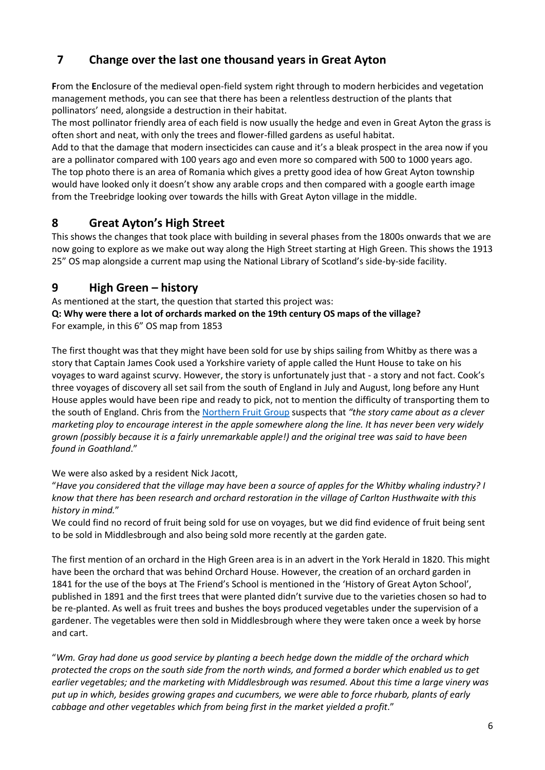## 7 Change over the last one thousand years in Great Ayton

**F**rom the **E**nclosure of the medieval open-field system right through to modern herbicides and vegetation management methods, you can see that there has been a relentless destruction of the plants that pollinators' need, alongside a destruction in their habitat.

The most pollinator friendly area of each field is now usually the hedge and even in Great Ayton the grass is often short and neat, with only the trees and flower-filled gardens as useful habitat.

Add to that the damage that modern insecticides can cause and it's a bleak prospect in the area now if you are a pollinator compared with 100 years ago and even more so compared with 500 to 1000 years ago.

The top photo there is an area of Romania which gives a pretty good idea of how Great Ayton township would have looked only it doesn't show any arable crops and then compared with a google earth image from the Treebridge looking over towards the hills with Great Ayton village in the middle.

## 8 Great Ayton's High Street

This shows the changes that took place with building in several phases from the 1800s onwards that we are now going to explore as we make out way along the High Street starting at High Green. This shows the 1913 25" OS map alongside a current map using the National Library of Scotland's side-by-side facility.

## 9 High Green – history

As mentioned at the start, the question that started this project was:

**Q: Why were there a lot of orchards marked on the 19th century OS maps of the village?**

For example, in this 6" OS map from 1853

The first thought was that they might have been sold for use by ships sailing from Whitby as there was a story that Captain James Cook used a Yorkshire variety of apple called the Hunt House to take on his voyages to ward against scurvy. However, the story is unfortunately just that - a story and not fact. Cook's three voyages of discovery all set sail from the south of England in July and August, long before any Hunt House apples would have been ripe and ready to pick, not to mention the difficulty of transporting them to the south of England. Chris from the Northern Fruit Group suspects that *"the story came about as a clever marketing ploy to encourage interest in the apple somewhere along the line. It has never been very widely grown (possibly because it is a fairly unremarkable apple!) and the original tree was said to have been found in Goathland*."

We were also asked by a resident Nick Jacott,

"*Have you considered that the village may have been a source of apples for the Whitby whaling industry? I know that there has been research and orchard restoration in the village of Carlton Husthwaite with this history in mind.*"

We could find no record of fruit being sold for use on voyages, but we did find evidence of fruit being sent to be sold in Middlesbrough and also being sold more recently at the garden gate.

The first mention of an orchard in the High Green area is in an advert in the York Herald in 1820. This might have been the orchard that was behind Orchard House. However, the creation of an orchard garden in 1841 for the use of the boys at The Friend's School is mentioned in the 'History of Great Ayton School', published in 1891 and the first trees that were planted didn't survive due to the varieties chosen so had to be re-planted. As well as fruit trees and bushes the boys produced vegetables under the supervision of a gardener. The vegetables were then sold in Middlesbrough where they were taken once a week by horse and cart.

"*Wm. Gray had done us good service by planting a beech hedge down the middle of the orchard which protected the crops on the south side from the north winds, and formed a border which enabled us to get earlier vegetables; and the marketing with Middlesbrough was resumed. About this time a large vinery was put up in which, besides growing grapes and cucumbers, we were able to force rhubarb, plants of early cabbage and other vegetables which from being first in the market yielded a profit.*"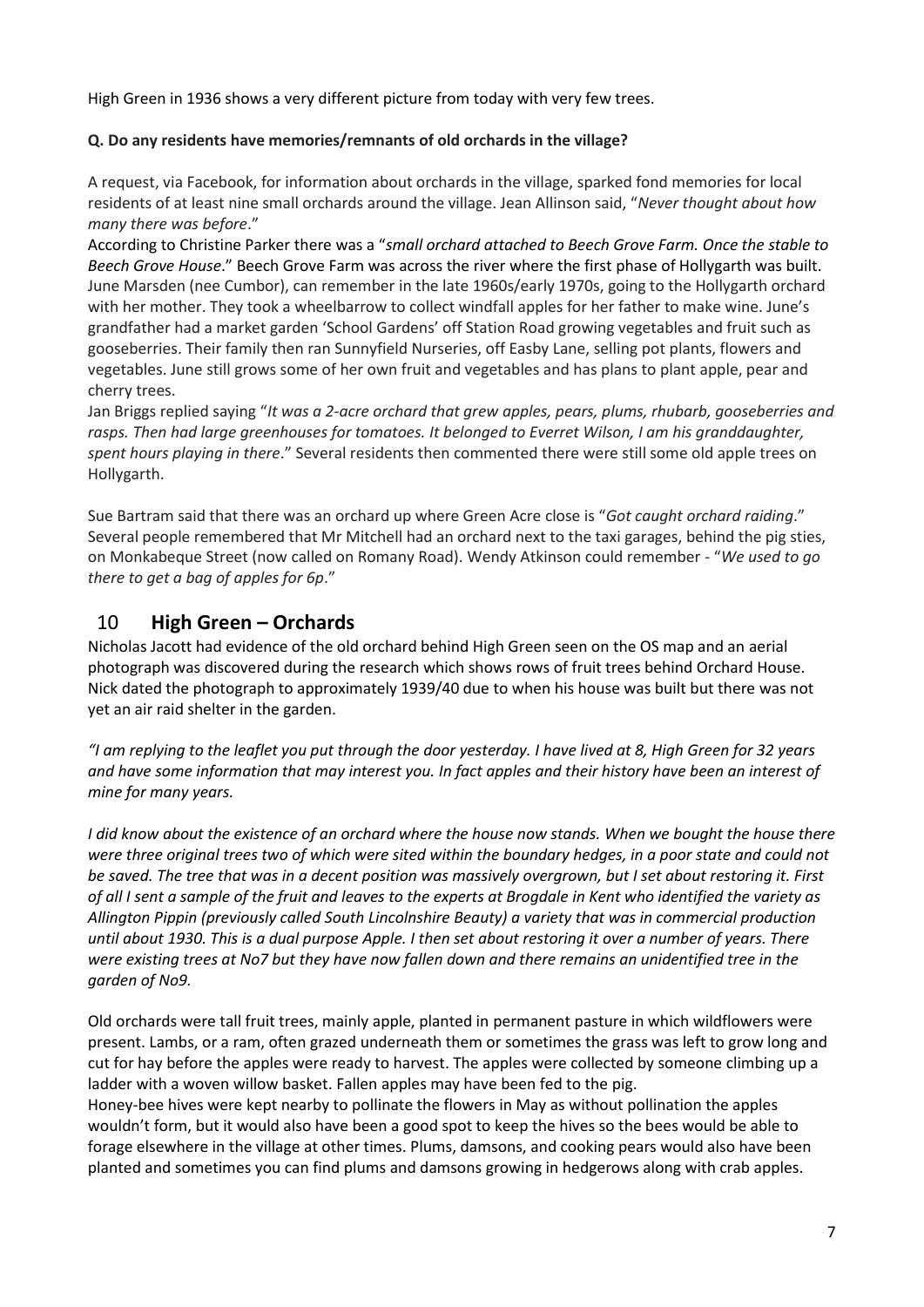High Green in 1936 shows a very different picture from today with very few trees.

**Q. Do any residents have memories/remnants of old orchards in the village?**

A request, via Facebook, for information about orchards in the village, sparked fond memories for local residents of at least nine small orchards around the village. Jean Allinson said, "*Never thought about how many there was before*."

According to Christine Parker there was a "*small orchard attached to Beech Grove Farm. Once the stable to Beech Grove House*." Beech Grove Farm was across the river where the first phase of Hollygarth was built. June Marsden (nee Cumbor), can remember in the late 1960s/early 1970s, going to the Hollygarth orchard with her mother. They took a wheelbarrow to collect windfall apples for her father to make wine. June's grandfather had a market garden 'School Gardens' off Station Road growing vegetables and fruit such as gooseberries. Their family then ran Sunnyfield Nurseries, off Easby Lane, selling pot plants, flowers and vegetables. June still grows some of her own fruit and vegetables and has plans to plant apple, pear and cherry trees.

Jan Briggs replied saying "*It was a 2-acre orchard that grew apples, pears, plums, rhubarb, gooseberries and rasps. Then had large greenhouses for tomatoes. It belonged to Everret Wilson, I am his granddaughter, spent hours playing in there*." Several residents then commented there were still some old apple trees on Hollygarth.

Sue Bartram said that there was an orchard up where Green Acre close is "*Got caught orchard raiding*." Several people remembered that Mr Mitchell had an orchard next to the taxi garages, behind the pig sties, on Monkabeque Street (now called on Romany Road). Wendy Atkinson could remember - "*We used to go there to get a bag of apples for 6p*."

## 10 High Green – Orchards

Nicholas Jacott had evidence of the old orchard behind High Green seen on the OS map and an aerial photograph was discovered during the research which shows rows of fruit trees behind Orchard House. Nick dated the photograph to approximately 1939/40 due to when his house was built but there was not yet an air raid shelter in the garden.

*"I am replying to the leaflet you put through the door yesterday. I have lived at 8, High Green for 32 years and have some information that may interest you. In fact apples and their history have been an interest of mine for many years.*

*I did know about the existence of an orchard where the house now stands. When we bought the house there were three original trees two of which were sited within the boundary hedges, in a poor state and could not be saved. The tree that was in a decent position was massively overgrown, but I set about restoring it. First of all I sent a sample of the fruit and leaves to the experts at Brogdale in Kent who identified the variety as Allington Pippin (previously called South Lincolnshire Beauty) a variety that was in commercial production until about 1930. This is a dual purpose Apple. I then set about restoring it over a number of years. There were existing trees at No7 but they have now fallen down and there remains an unidentified tree in the garden of No9.*

Old orchards were tall fruit trees, mainly apple, planted in permanent pasture in which wildflowers were present. Lambs, or a ram, often grazed underneath them or sometimes the grass was left to grow long and cut for hay before the apples were ready to harvest. The apples were collected by someone climbing up a ladder with a woven willow basket. Fallen apples may have been fed to the pig.

Honey-bee hives were kept nearby to pollinate the flowers in May as without pollination the apples wouldn't form, but it would also have been a good spot to keep the hives so the bees would be able to forage elsewhere in the village at other times. Plums, damsons, and cooking pears would also have been planted and sometimes you can find plums and damsons growing in hedgerows along with crab apples.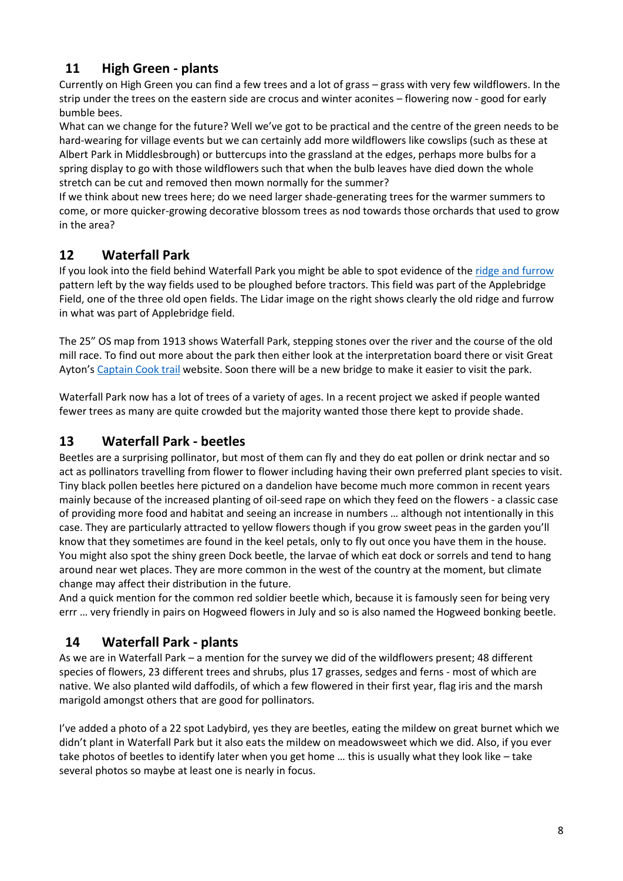## 11 High Green - plants

Currently on High Green you can find a few trees and a lot of grass – grass with very few wildflowers. In the strip under the trees on the eastern side are crocus and winter aconites – flowering now - good for early bumble bees.

What can we change for the future? Well we've got to be practical and the centre of the green needs to be hard-wearing for village events but we can certainly add more wildflowers like cowslips (such as these at Albert Park in Middlesbrough) or buttercups into the grassland at the edges, perhaps more bulbs for a spring display to go with those wildflowers such that when the bulb leaves have died down the whole stretch can be cut and removed then mown normally for the summer?

If we think about new trees here; do we need larger shade-generating trees for the warmer summers to come, or more quicker-growing decorative blossom trees as nod towards those orchards that used to grow in the area?

## 12 Waterfall Park

If you look into the field behind Waterfall Park you might be able to spot evidence of the ridge and furrow pattern left by the way fields used to be ploughed before tractors. This field was part of the Applebridge Field, one of the three old open fields. The Lidar image on the right shows clearly the old ridge and furrow in what was part of Applebridge field.

The 25" OS map from 1913 shows Waterfall Park, stepping stones over the river and the course of the old mill race. To find out more about the park then either look at the interpretation board there or visit Great Ayton's Captain Cook trail website. Soon there will be a new bridge to make it easier to visit the park.

Waterfall Park now has a lot of trees of a variety of ages. In a recent project we asked if people wanted fewer trees as many are quite crowded but the majority wanted those there kept to provide shade.

## 13 Waterfall Park - beetles

Beetles are a surprising pollinator, but most of them can fly and they do eat pollen or drink nectar and so act as pollinators travelling from flower to flower including having their own preferred plant species to visit. Tiny black pollen beetles here pictured on a dandelion have become much more common in recent years mainly because of the increased planting of oil-seed rape on which they feed on the flowers - a classic case of providing more food and habitat and seeing an increase in numbers … although not intentionally in this case. They are particularly attracted to yellow flowers though if you grow sweet peas in the garden you'll know that they sometimes are found in the keel petals, only to fly out once you have them in the house. You might also spot the shiny green Dock beetle, the larvae of which eat dock or sorrels and tend to hang around near wet places. They are more common in the west of the country at the moment, but climate change may affect their distribution in the future.

And a quick mention for the common red soldier beetle which, because it is famously seen for being very errr … very friendly in pairs on Hogweed flowers in July and so is also named the Hogweed bonking beetle.

## 14 Waterfall Park - plants

As we are in Waterfall Park – a mention for the survey we did of the wildflowers present; 48 different species of flowers, 23 different trees and shrubs, plus 17 grasses, sedges and ferns - most of which are native. We also planted wild daffodils, of which a few flowered in their first year, flag iris and the marsh marigold amongst others that are good for pollinators.

I've added a photo of a 22 spot Ladybird, yes they are beetles, eating the mildew on great burnet which we didn't plant in Waterfall Park but it also eats the mildew on meadowsweet which we did. Also, if you ever take photos of beetles to identify later when you get home … this is usually what they look like – take several photos so maybe at least one is nearly in focus.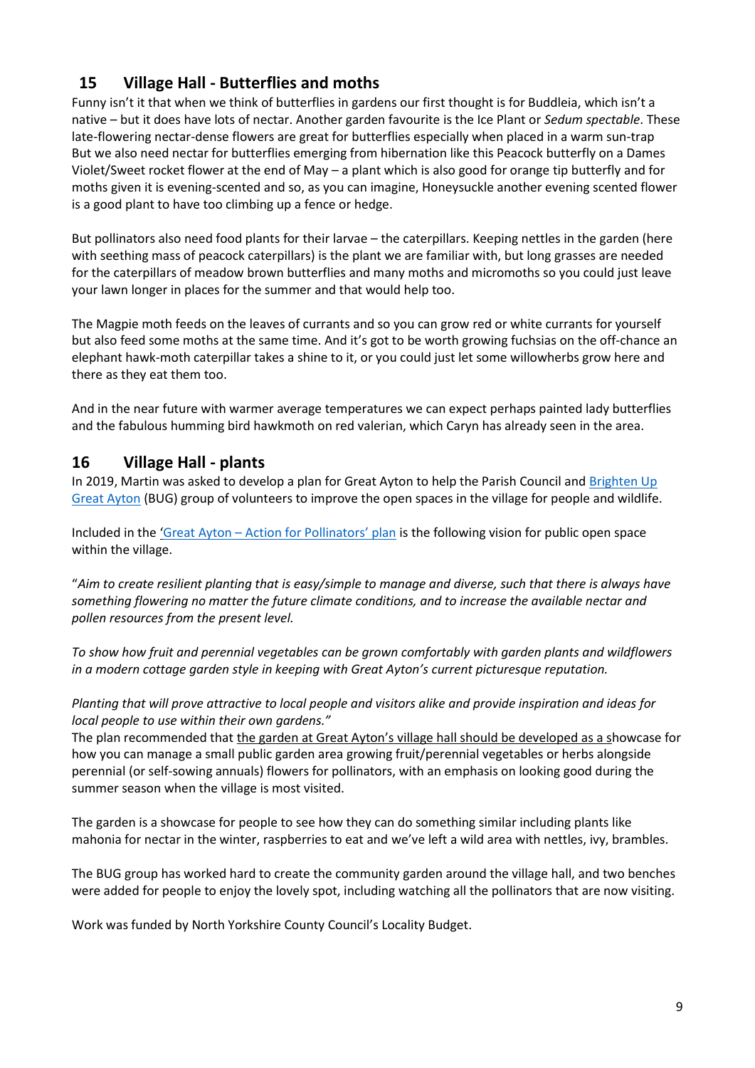## 15 Village Hall - Butterflies and moths

Funny isn't it that when we think of butterflies in gardens our first thought is for Buddleia, which isn't a native – but it does have lots of nectar. Another garden favourite is the Ice Plant or *Sedum spectable*. These late-flowering nectar-dense flowers are great for butterflies especially when placed in a warm sun-trap But we also need nectar for butterflies emerging from hibernation like this Peacock butterfly on a Dames Violet/Sweet rocket flower at the end of May – a plant which is also good for orange tip butterfly and for moths given it is evening-scented and so, as you can imagine, Honeysuckle another evening scented flower is a good plant to have too climbing up a fence or hedge.

But pollinators also need food plants for their larvae – the caterpillars. Keeping nettles in the garden (here with seething mass of peacock caterpillars) is the plant we are familiar with, but long grasses are needed for the caterpillars of meadow brown butterflies and many moths and micromoths so you could just leave your lawn longer in places for the summer and that would help too.

The Magpie moth feeds on the leaves of currants and so you can grow red or white currants for yourself but also feed some moths at the same time. And it's got to be worth growing fuchsias on the off-chance an elephant hawk-moth caterpillar takes a shine to it, or you could just let some willowherbs grow here and there as they eat them too.

And in the near future with warmer average temperatures we can expect perhaps painted lady butterflies and the fabulous humming bird hawkmoth on red valerian, which Caryn has already seen in the area.

## 16 Village Hall - plants

In 2019, Martin was asked to develop a plan for Great Ayton to help the Parish Council and Brighten Up Great Ayton (BUG) group of volunteers to improve the open spaces in the village for people and wildlife.

Included in the 'Great Ayton – Action for Pollinators' plan is the following vision for public open space within the village.

"*Aim to create resilient planting that is easy/simple to manage and diverse, such that there is always have something flowering no matter the future climate conditions, and to increase the available nectar and pollen resources from the present level.*

*To show how fruit and perennial vegetables can be grown comfortably with garden plants and wildflowers in a modern cottage garden style in keeping with Great Ayton's current picturesque reputation.*

*Planting that will prove attractive to local people and visitors alike and provide inspiration and ideas for local people to use within their own gardens."*

The plan recommended that the garden at Great Ayton's village hall should be developed as a showcase for how you can manage a small public garden area growing fruit/perennial vegetables or herbs alongside perennial (or self-sowing annuals) flowers for pollinators, with an emphasis on looking good during the summer season when the village is most visited.

The garden is a showcase for people to see how they can do something similar including plants like mahonia for nectar in the winter, raspberries to eat and we've left a wild area with nettles, ivy, brambles.

The BUG group has worked hard to create the community garden around the village hall, and two benches were added for people to enjoy the lovely spot, including watching all the pollinators that are now visiting.

Work was funded by North Yorkshire County Council's Locality Budget.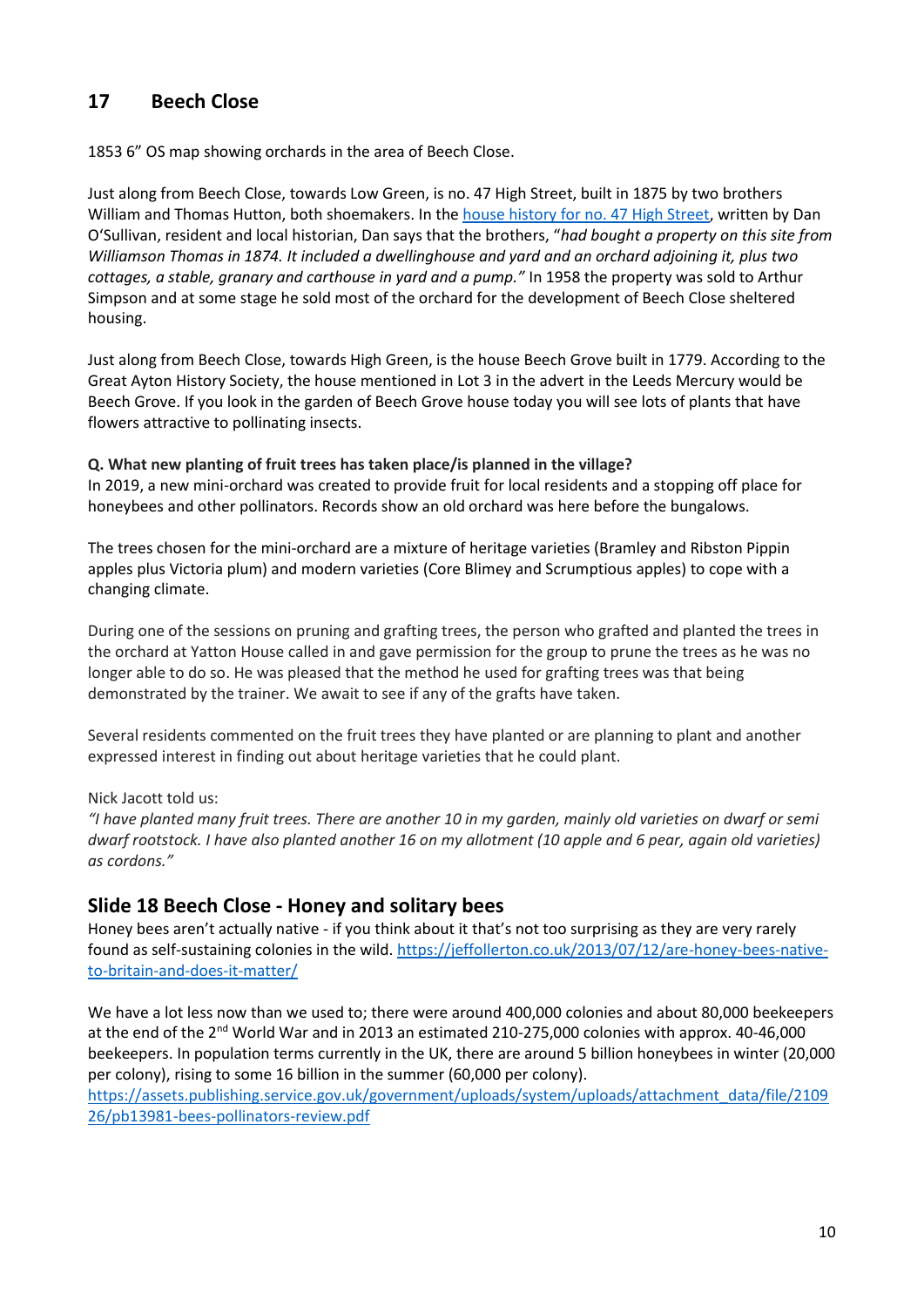## 17 Beech Close

1853 6" OS map showing orchards in the area of Beech Close.

Just along from Beech Close, towards Low Green, is no. 47 High Street, built in 1875 by two brothers William and Thomas Hutton, both shoemakers. In the [house history for no. 47 High Street](#), written by Dan O'Sullivan, resident and local historian, Dan says that the brothers, "*had bought a property on this site from Williamson Thomas in 1874. It included a dwellinghouse and yard and an orchard adjoining it, plus two cottages, a stable, granary and carthouse in yard and a pump.*" In 1958 the property was sold to Arthur Simpson and at some stage he sold most of the orchard for the development of Beech Close sheltered housing.

Just along from Beech Close, towards High Green, is the house Beech Grove built in 1779. According to the Great Ayton History Society, the house mentioned in Lot 3 in the advert in the Leeds Mercury would be Beech Grove. If you look in the garden of Beech Grove house today you will see lots of plants that have flowers attractive to pollinating insects.

**Q. What new planting of fruit trees has taken place/is planned in the village?**
In 2019, a new mini-orchard was created to provide fruit for local residents and a stopping off place for honeybees and other pollinators. Records show an old orchard was here before the bungalows.

The trees chosen for the mini-orchard are a mixture of heritage varieties (Bramley and Ribston Pippin apples plus Victoria plum) and modern varieties (Core Blimey and Scrumptious apples) to cope with a changing climate.

During one of the sessions on pruning and grafting trees, the person who grafted and planted the trees in the orchard at Yatton House called in and gave permission for the group to prune the trees as he was no longer able to do so. He was pleased that the method he used for grafting trees was that being demonstrated by the trainer. We await to see if any of the grafts have taken.

Several residents commented on the fruit trees they have planted or are planning to plant and another expressed interest in finding out about heritage varieties that he could plant.

Nick Jacott told us:
*"I have planted many fruit trees. There are another 10 in my garden, mainly old varieties on dwarf or semi dwarf rootstock. I have also planted another 16 on my allotment (10 apple and 6 pear, again old varieties) as cordons."*

## Slide 18 Beech Close - Honey and solitary bees

Honey bees aren't actually native - if you think about it that's not too surprising as they are very rarely found as self-sustaining colonies in the wild. https://jeffollerton.co.uk/2013/07/12/are-honey-bees-native-to-britain-and-does-it-matter/

We have a lot less now than we used to; there were around 400,000 colonies and about 80,000 beekeepers at the end of the 2nd World War and in 2013 an estimated 210-275,000 colonies with approx. 40-46,000 beekeepers. In population terms currently in the UK, there are around 5 billion honeybees in winter (20,000 per colony), rising to some 16 billion in the summer (60,000 per colony).
https://assets.publishing.service.gov.uk/government/uploads/system/uploads/attachment_data/file/210926/pb13981-bees-pollinators-review.pdf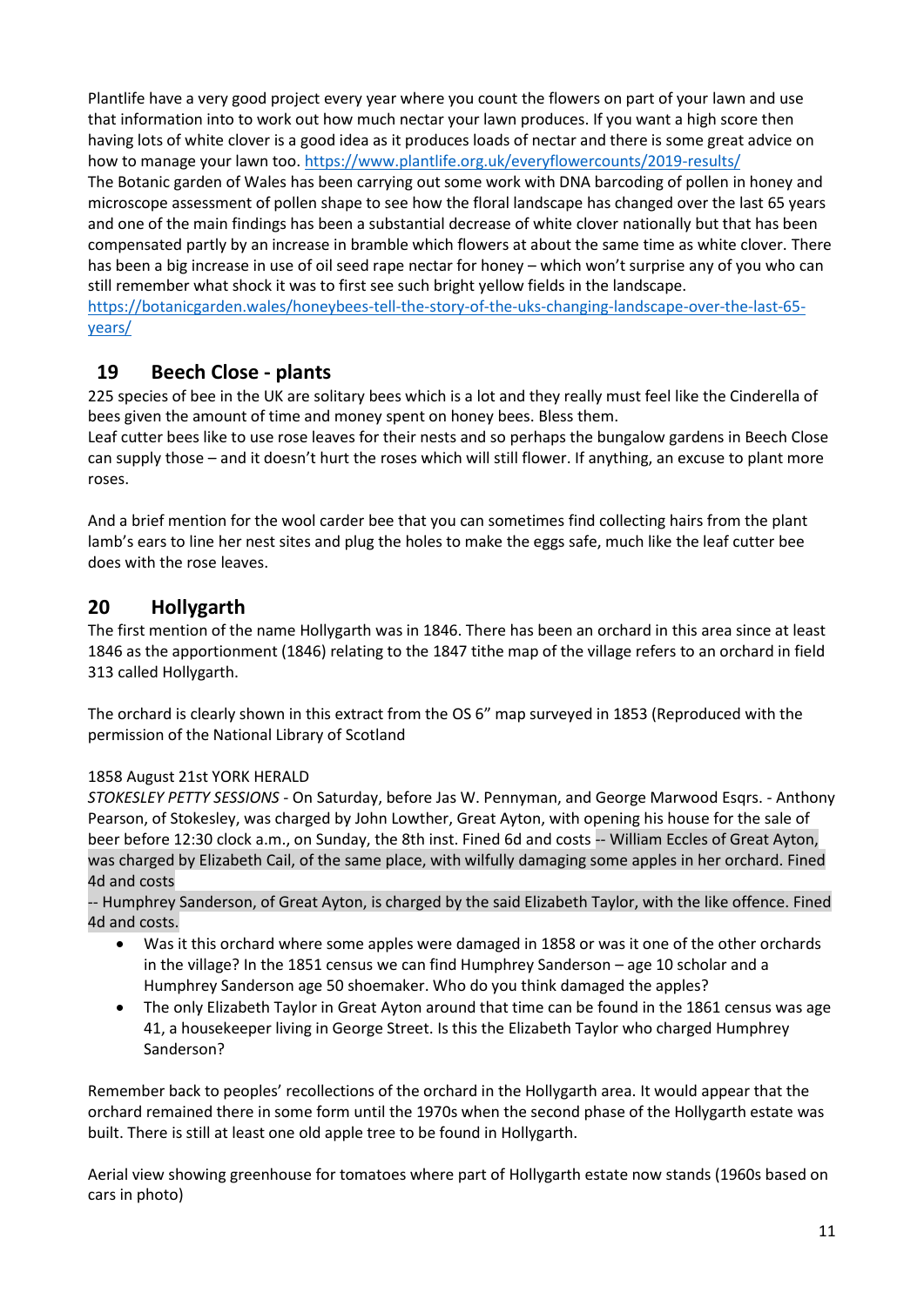Plantlife have a very good project every year where you count the flowers on part of your lawn and use that information into to work out how much nectar your lawn produces. If you want a high score then having lots of white clover is a good idea as it produces loads of nectar and there is some great advice on how to manage your lawn too. https://www.plantlife.org.uk/everyflowercounts/2019-results/

The Botanic garden of Wales has been carrying out some work with DNA barcoding of pollen in honey and microscope assessment of pollen shape to see how the floral landscape has changed over the last 65 years and one of the main findings has been a substantial decrease of white clover nationally but that has been compensated partly by an increase in bramble which flowers at about the same time as white clover. There has been a big increase in use of oil seed rape nectar for honey – which won't surprise any of you who can still remember what shock it was to first see such bright yellow fields in the landscape. https://botanicgarden.wales/honeybees-tell-the-story-of-the-uks-changing-landscape-over-the-last-65-years/

## 19 Beech Close - plants

225 species of bee in the UK are solitary bees which is a lot and they really must feel like the Cinderella of bees given the amount of time and money spent on honey bees. Bless them.

Leaf cutter bees like to use rose leaves for their nests and so perhaps the bungalow gardens in Beech Close can supply those – and it doesn't hurt the roses which will still flower. If anything, an excuse to plant more roses.

And a brief mention for the wool carder bee that you can sometimes find collecting hairs from the plant lamb's ears to line her nest sites and plug the holes to make the eggs safe, much like the leaf cutter bee does with the rose leaves.

## 20 Hollygarth

The first mention of the name Hollygarth was in 1846. There has been an orchard in this area since at least 1846 as the apportionment (1846) relating to the 1847 tithe map of the village refers to an orchard in field 313 called Hollygarth.

The orchard is clearly shown in this extract from the OS 6" map surveyed in 1853 (Reproduced with the permission of the National Library of Scotland

1858 August 21st YORK HERALD

*STOKESLEY PETTY SESSIONS* - On Saturday, before Jas W. Pennyman, and George Marwood Esqrs. - Anthony Pearson, of Stokesley, was charged by John Lowther, Great Ayton, with opening his house for the sale of beer before 12:30 clock a.m., on Sunday, the 8th inst. Fined 6d and costs -- William Eccles of Great Ayton, was charged by Elizabeth Cail, of the same place, with wilfully damaging some apples in her orchard. Fined 4d and costs

-- Humphrey Sanderson, of Great Ayton, is charged by the said Elizabeth Taylor, with the like offence. Fined 4d and costs.

- Was it this orchard where some apples were damaged in 1858 or was it one of the other orchards in the village? In the 1851 census we can find Humphrey Sanderson – age 10 scholar and a Humphrey Sanderson age 50 shoemaker. Who do you think damaged the apples?
- The only Elizabeth Taylor in Great Ayton around that time can be found in the 1861 census was age 41, a housekeeper living in George Street. Is this the Elizabeth Taylor who charged Humphrey Sanderson?

Remember back to peoples' recollections of the orchard in the Hollygarth area. It would appear that the orchard remained there in some form until the 1970s when the second phase of the Hollygarth estate was built. There is still at least one old apple tree to be found in Hollygarth.

Aerial view showing greenhouse for tomatoes where part of Hollygarth estate now stands (1960s based on cars in photo)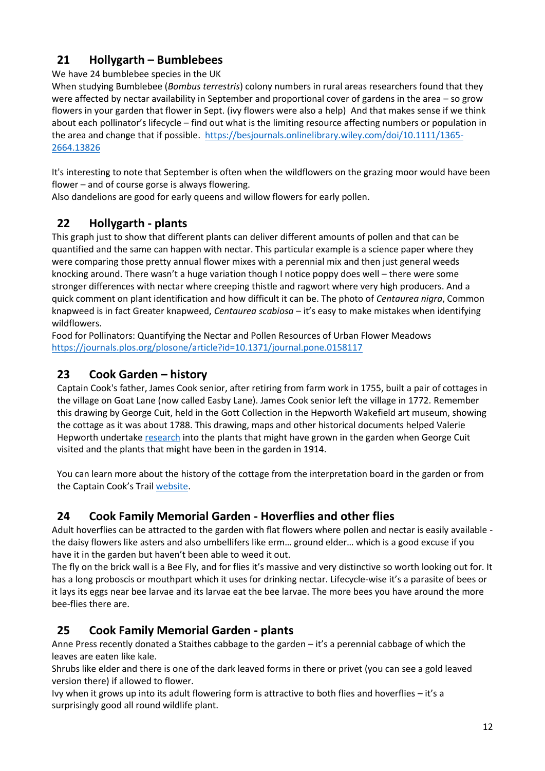## 21 Hollygarth – Bumblebees

We have 24 bumblebee species in the UK

When studying Bumblebee (*Bombus terrestris*) colony numbers in rural areas researchers found that they were affected by nectar availability in September and proportional cover of gardens in the area – so grow flowers in your garden that flower in Sept. (ivy flowers were also a help) And that makes sense if we think about each pollinator's lifecycle – find out what is the limiting resource affecting numbers or population in the area and change that if possible. [https://besjournals.onlinelibrary.wiley.com/doi/10.1111/1365-2664.13826](https://besjournals.onlinelibrary.wiley.com/doi/10.1111/1365-2664.13826)

It's interesting to note that September is often when the wildflowers on the grazing moor would have been flower – and of course gorse is always flowering.

Also dandelions are good for early queens and willow flowers for early pollen.

## 22 Hollygarth - plants

This graph just to show that different plants can deliver different amounts of pollen and that can be quantified and the same can happen with nectar. This particular example is a science paper where they were comparing those pretty annual flower mixes with a perennial mix and then just general weeds knocking around. There wasn't a huge variation though I notice poppy does well – there were some stronger differences with nectar where creeping thistle and ragwort where very high producers. And a quick comment on plant identification and how difficult it can be. The photo of *Centaurea nigra*, Common knapweed is in fact Greater knapweed, *Centaurea scabiosa* – it's easy to make mistakes when identifying wildflowers.

Food for Pollinators: Quantifying the Nectar and Pollen Resources of Urban Flower Meadows
[https://journals.plos.org/plosone/article?id=10.1371/journal.pone.0158117](https://journals.plos.org/plosone/article?id=10.1371/journal.pone.0158117)

## 23 Cook Garden – history

Captain Cook's father, James Cook senior, after retiring from farm work in 1755, built a pair of cottages in the village on Goat Lane (now called Easby Lane). James Cook senior left the village in 1772. Remember this drawing by George Cuit, held in the Gott Collection in the Hepworth Wakefield art museum, showing the cottage as it was about 1788. This drawing, maps and other historical documents helped Valerie Hepworth undertake research into the plants that might have grown in the garden when George Cuit visited and the plants that might have been in the garden in 1914.

You can learn more about the history of the cottage from the interpretation board in the garden or from the Captain Cook's Trail website.

## 24 Cook Family Memorial Garden - Hoverflies and other flies

Adult hoverflies can be attracted to the garden with flat flowers where pollen and nectar is easily available - the daisy flowers like asters and also umbellifers like erm… ground elder… which is a good excuse if you have it in the garden but haven't been able to weed it out.

The fly on the brick wall is a Bee Fly, and for flies it's massive and very distinctive so worth looking out for. It has a long proboscis or mouthpart which it uses for drinking nectar. Lifecycle-wise it's a parasite of bees or it lays its eggs near bee larvae and its larvae eat the bee larvae. The more bees you have around the more bee-flies there are.

## 25 Cook Family Memorial Garden - plants

Anne Press recently donated a Staithes cabbage to the garden – it's a perennial cabbage of which the leaves are eaten like kale.

Shrubs like elder and there is one of the dark leaved forms in there or privet (you can see a gold leaved version there) if allowed to flower.

Ivy when it grows up into its adult flowering form is attractive to both flies and hoverflies – it's a surprisingly good all round wildlife plant.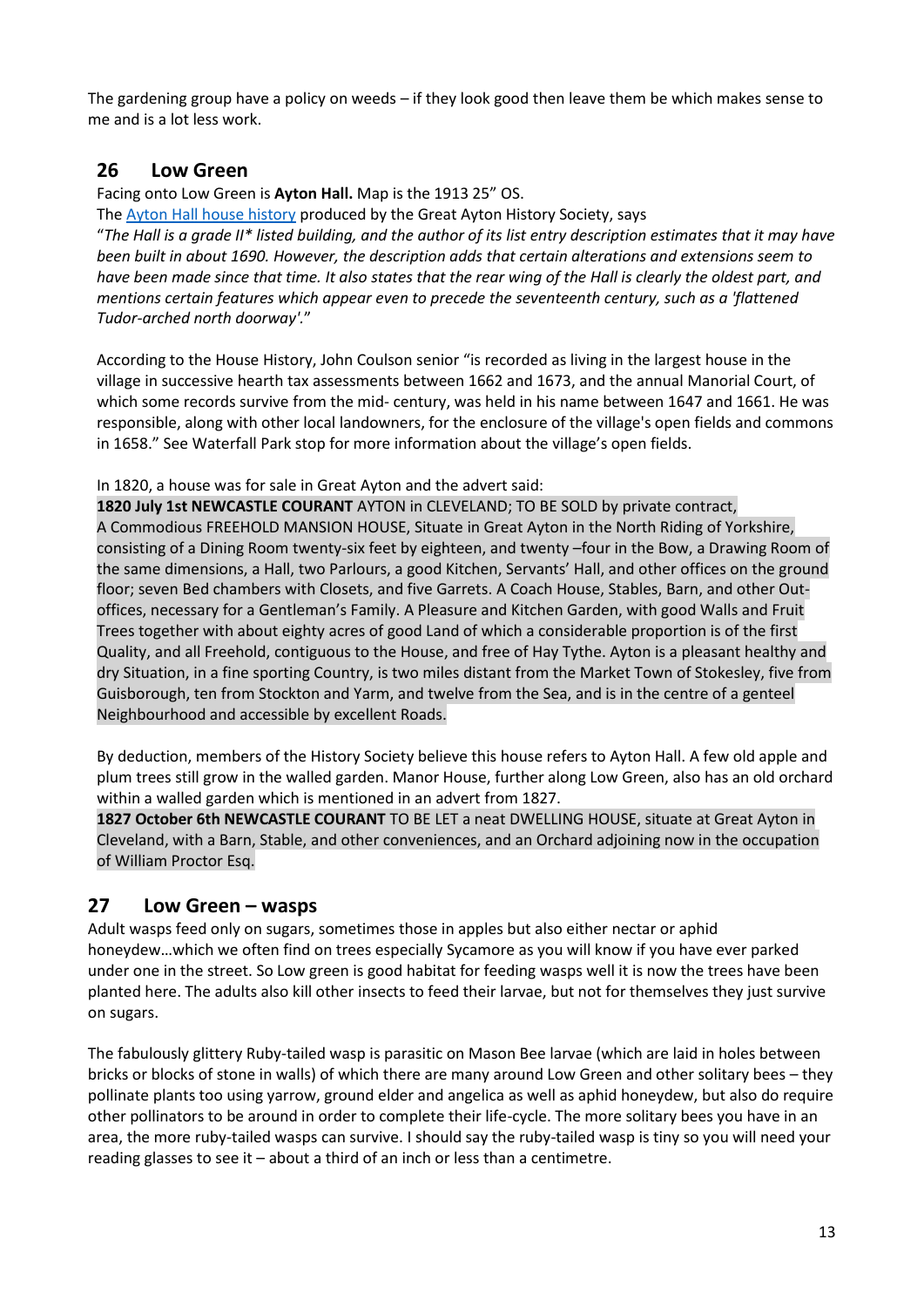The gardening group have a policy on weeds – if they look good then leave them be which makes sense to me and is a lot less work.

## 26 Low Green

Facing onto Low Green is **Ayton Hall.** Map is the 1913 25" OS.

The [Ayton Hall house history](Ayton Hall house history) produced by the Great Ayton History Society, says

"*The Hall is a grade II* listed building, and the author of its list entry description estimates that it may have been built in about 1690. However, the description adds that certain alterations and extensions seem to have been made since that time. It also states that the rear wing of the Hall is clearly the oldest part, and mentions certain features which appear even to precede the seventeenth century, such as a 'flattened Tudor-arched north doorway'.*"

According to the House History, John Coulson senior "is recorded as living in the largest house in the village in successive hearth tax assessments between 1662 and 1673, and the annual Manorial Court, of which some records survive from the mid- century, was held in his name between 1647 and 1661. He was responsible, along with other local landowners, for the enclosure of the village's open fields and commons in 1658." See Waterfall Park stop for more information about the village's open fields.

In 1820, a house was for sale in Great Ayton and the advert said:

**1820 July 1st NEWCASTLE COURANT** AYTON in CLEVELAND; TO BE SOLD by private contract, A Commodious FREEHOLD MANSION HOUSE, Situate in Great Ayton in the North Riding of Yorkshire, consisting of a Dining Room twenty-six feet by eighteen, and twenty –four in the Bow, a Drawing Room of the same dimensions, a Hall, two Parlours, a good Kitchen, Servants' Hall, and other offices on the ground floor; seven Bed chambers with Closets, and five Garrets. A Coach House, Stables, Barn, and other Out-offices, necessary for a Gentleman's Family. A Pleasure and Kitchen Garden, with good Walls and Fruit Trees together with about eighty acres of good Land of which a considerable proportion is of the first Quality, and all Freehold, contiguous to the House, and free of Hay Tythe. Ayton is a pleasant healthy and dry Situation, in a fine sporting Country, is two miles distant from the Market Town of Stokesley, five from Guisborough, ten from Stockton and Yarm, and twelve from the Sea, and is in the centre of a genteel Neighbourhood and accessible by excellent Roads.

By deduction, members of the History Society believe this house refers to Ayton Hall. A few old apple and plum trees still grow in the walled garden. Manor House, further along Low Green, also has an old orchard within a walled garden which is mentioned in an advert from 1827.

**1827 October 6th NEWCASTLE COURANT** TO BE LET a neat DWELLING HOUSE, situate at Great Ayton in Cleveland, with a Barn, Stable, and other conveniences, and an Orchard adjoining now in the occupation of William Proctor Esq.

## 27 Low Green – wasps

Adult wasps feed only on sugars, sometimes those in apples but also either nectar or aphid honeydew…which we often find on trees especially Sycamore as you will know if you have ever parked under one in the street. So Low green is good habitat for feeding wasps well it is now the trees have been planted here. The adults also kill other insects to feed their larvae, but not for themselves they just survive on sugars.

The fabulously glittery Ruby-tailed wasp is parasitic on Mason Bee larvae (which are laid in holes between bricks or blocks of stone in walls) of which there are many around Low Green and other solitary bees – they pollinate plants too using yarrow, ground elder and angelica as well as aphid honeydew, but also do require other pollinators to be around in order to complete their life-cycle. The more solitary bees you have in an area, the more ruby-tailed wasps can survive. I should say the ruby-tailed wasp is tiny so you will need your reading glasses to see it – about a third of an inch or less than a centimetre.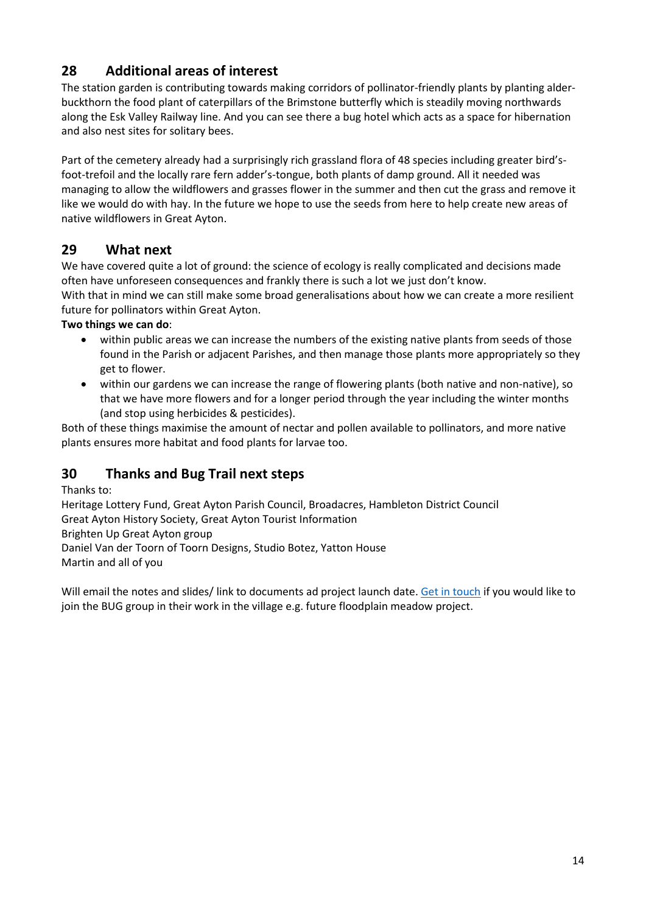## 28 Additional areas of interest

The station garden is contributing towards making corridors of pollinator-friendly plants by planting alder-buckthorn the food plant of caterpillars of the Brimstone butterfly which is steadily moving northwards along the Esk Valley Railway line. And you can see there a bug hotel which acts as a space for hibernation and also nest sites for solitary bees.

Part of the cemetery already had a surprisingly rich grassland flora of 48 species including greater bird's-foot-trefoil and the locally rare fern adder's-tongue, both plants of damp ground. All it needed was managing to allow the wildflowers and grasses flower in the summer and then cut the grass and remove it like we would do with hay. In the future we hope to use the seeds from here to help create new areas of native wildflowers in Great Ayton.

## 29 What next

We have covered quite a lot of ground: the science of ecology is really complicated and decisions made often have unforeseen consequences and frankly there is such a lot we just don't know.
With that in mind we can still make some broad generalisations about how we can create a more resilient future for pollinators within Great Ayton.

**Two things we can do**:

- within public areas we can increase the numbers of the existing native plants from seeds of those found in the Parish or adjacent Parishes, and then manage those plants more appropriately so they get to flower.
- within our gardens we can increase the range of flowering plants (both native and non-native), so that we have more flowers and for a longer period through the year including the winter months (and stop using herbicides & pesticides).

Both of these things maximise the amount of nectar and pollen available to pollinators, and more native plants ensures more habitat and food plants for larvae too.

## 30 Thanks and Bug Trail next steps

Thanks to:
Heritage Lottery Fund, Great Ayton Parish Council, Broadacres, Hambleton District Council
Great Ayton History Society, Great Ayton Tourist Information
Brighten Up Great Ayton group
Daniel Van der Toorn of Toorn Designs, Studio Botez, Yatton House
Martin and all of you

Will email the notes and slides/ link to documents ad project launch date. Get in touch if you would like to join the BUG group in their work in the village e.g. future floodplain meadow project.